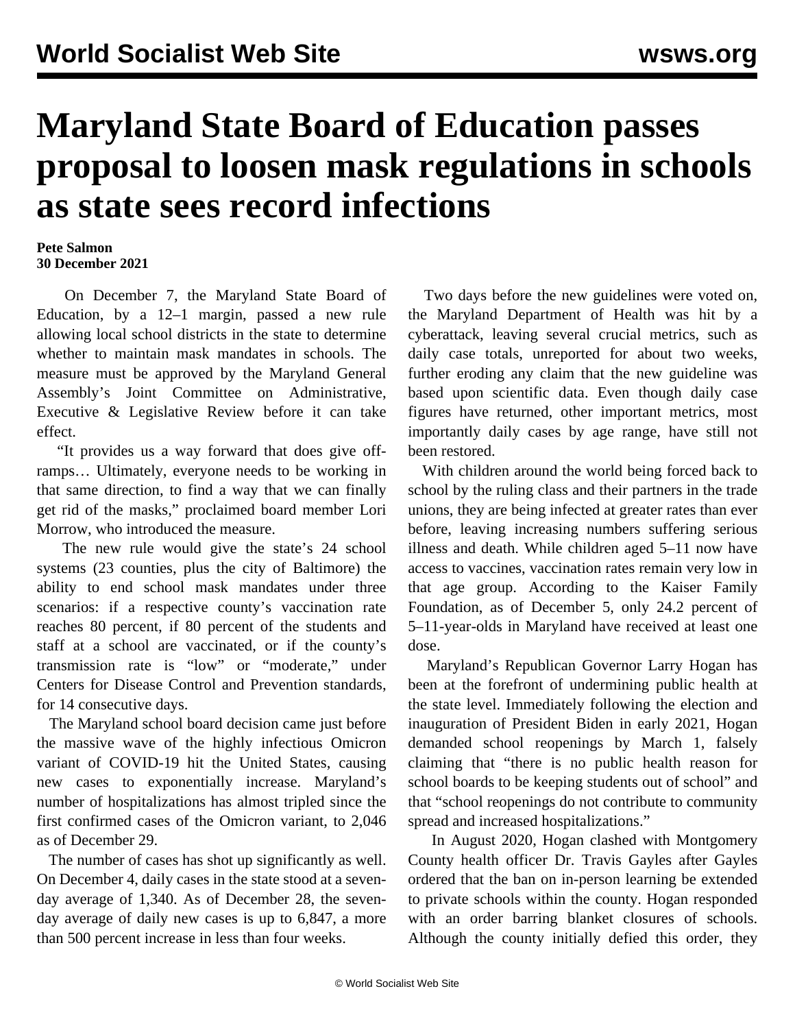# Maryland State Board of Education passes proposal to loosen mask regulations in schools as state sees record infections

**Pete Salmon**
**30 December 2021**

On December 7, the Maryland State Board of Education, by a 12–1 margin, passed a new rule allowing local school districts in the state to determine whether to maintain mask mandates in schools. The measure must be approved by the Maryland General Assembly's Joint Committee on Administrative, Executive & Legislative Review before it can take effect.

"It provides us a way forward that does give off-ramps… Ultimately, everyone needs to be working in that same direction, to find a way that we can finally get rid of the masks," proclaimed board member Lori Morrow, who introduced the measure.

The new rule would give the state's 24 school systems (23 counties, plus the city of Baltimore) the ability to end school mask mandates under three scenarios: if a respective county's vaccination rate reaches 80 percent, if 80 percent of the students and staff at a school are vaccinated, or if the county's transmission rate is "low" or "moderate," under Centers for Disease Control and Prevention standards, for 14 consecutive days.

The Maryland school board decision came just before the massive wave of the highly infectious Omicron variant of COVID-19 hit the United States, causing new cases to exponentially increase. Maryland's number of hospitalizations has almost tripled since the first confirmed cases of the Omicron variant, to 2,046 as of December 29.

The number of cases has shot up significantly as well. On December 4, daily cases in the state stood at a seven-day average of 1,340. As of December 28, the seven-day average of daily new cases is up to 6,847, a more than 500 percent increase in less than four weeks.

Two days before the new guidelines were voted on, the Maryland Department of Health was hit by a cyberattack, leaving several crucial metrics, such as daily case totals, unreported for about two weeks, further eroding any claim that the new guideline was based upon scientific data. Even though daily case figures have returned, other important metrics, most importantly daily cases by age range, have still not been restored.

With children around the world being forced back to school by the ruling class and their partners in the trade unions, they are being infected at greater rates than ever before, leaving increasing numbers suffering serious illness and death. While children aged 5–11 now have access to vaccines, vaccination rates remain very low in that age group. According to the Kaiser Family Foundation, as of December 5, only 24.2 percent of 5–11-year-olds in Maryland have received at least one dose.

Maryland's Republican Governor Larry Hogan has been at the forefront of undermining public health at the state level. Immediately following the election and inauguration of President Biden in early 2021, Hogan demanded school reopenings by March 1, falsely claiming that "there is no public health reason for school boards to be keeping students out of school" and that "school reopenings do not contribute to community spread and increased hospitalizations."

In August 2020, Hogan clashed with Montgomery County health officer Dr. Travis Gayles after Gayles ordered that the ban on in-person learning be extended to private schools within the county. Hogan responded with an order barring blanket closures of schools. Although the county initially defied this order, they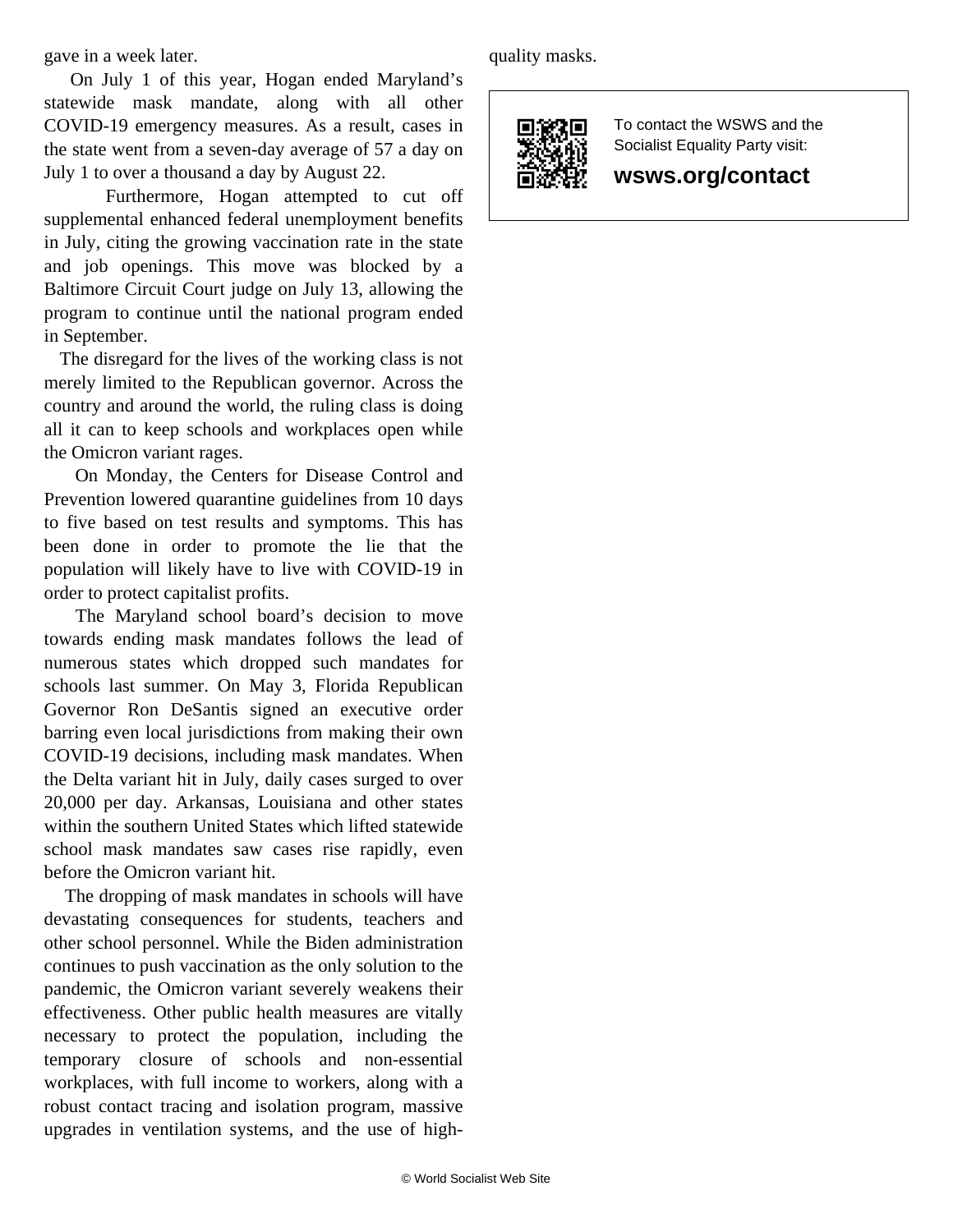gave in a week later.

On July 1 of this year, Hogan ended Maryland's statewide mask mandate, along with all other COVID-19 emergency measures. As a result, cases in the state went from a seven-day average of 57 a day on July 1 to over a thousand a day by August 22.

Furthermore, Hogan attempted to cut off supplemental enhanced federal unemployment benefits in July, citing the growing vaccination rate in the state and job openings. This move was blocked by a Baltimore Circuit Court judge on July 13, allowing the program to continue until the national program ended in September.

The disregard for the lives of the working class is not merely limited to the Republican governor. Across the country and around the world, the ruling class is doing all it can to keep schools and workplaces open while the Omicron variant rages.

On Monday, the Centers for Disease Control and Prevention lowered quarantine guidelines from 10 days to five based on test results and symptoms. This has been done in order to promote the lie that the population will likely have to live with COVID-19 in order to protect capitalist profits.

The Maryland school board's decision to move towards ending mask mandates follows the lead of numerous states which dropped such mandates for schools last summer. On May 3, Florida Republican Governor Ron DeSantis signed an executive order barring even local jurisdictions from making their own COVID-19 decisions, including mask mandates. When the Delta variant hit in July, daily cases surged to over 20,000 per day. Arkansas, Louisiana and other states within the southern United States which lifted statewide school mask mandates saw cases rise rapidly, even before the Omicron variant hit.

The dropping of mask mandates in schools will have devastating consequences for students, teachers and other school personnel. While the Biden administration continues to push vaccination as the only solution to the pandemic, the Omicron variant severely weakens their effectiveness. Other public health measures are vitally necessary to protect the population, including the temporary closure of schools and non-essential workplaces, with full income to workers, along with a robust contact tracing and isolation program, massive upgrades in ventilation systems, and the use of high-quality masks.

To contact the WSWS and the Socialist Equality Party visit:

**wsws.org/contact**

© World Socialist Web Site